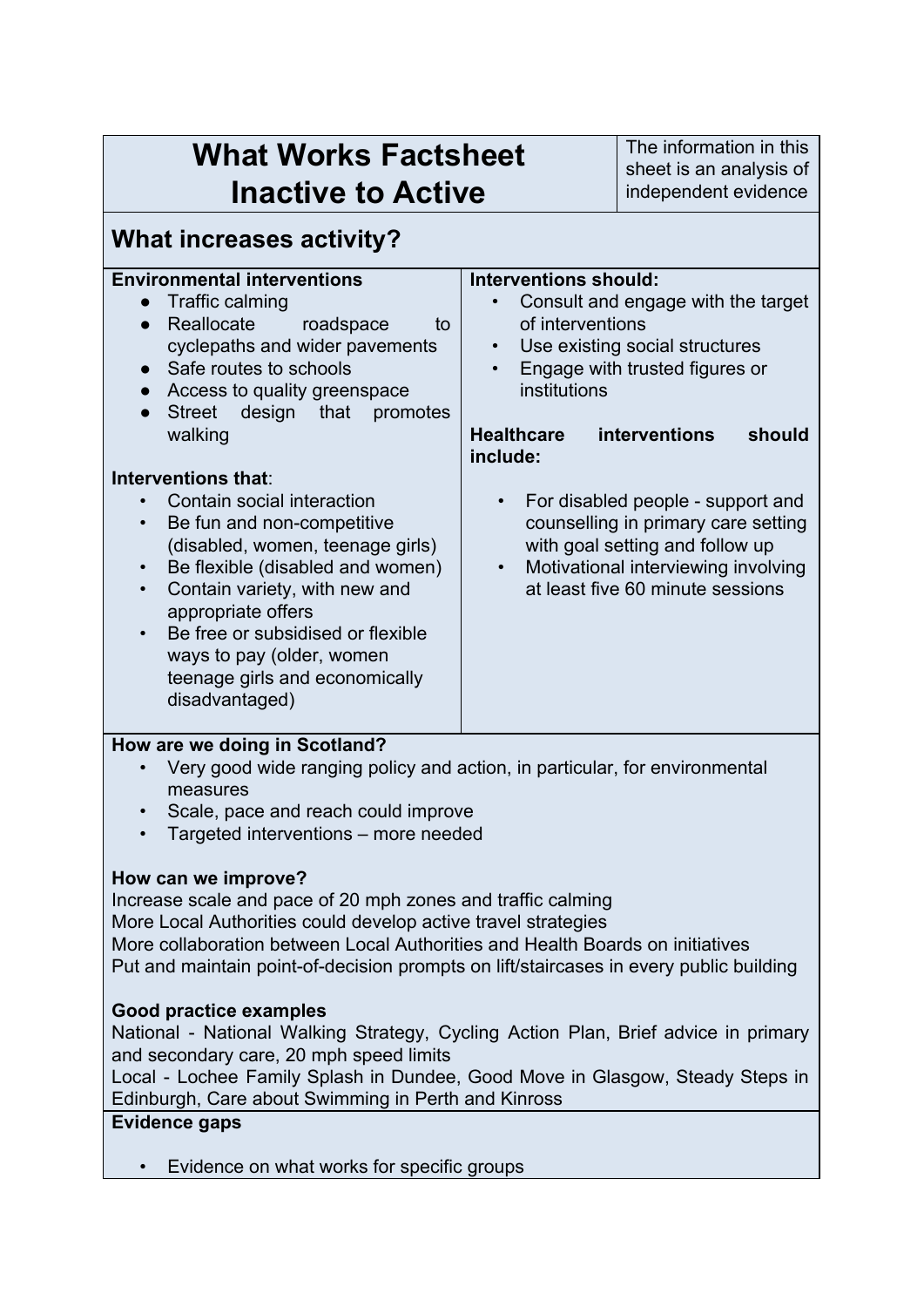# What Works Factsheet
# Inactive to Active

The information in this sheet is an analysis of independent evidence

## What increases activity?

**Environmental interventions**

- Traffic calming
- Reallocate roadspace to cyclepaths and wider pavements
- Safe routes to schools
- Access to quality greenspace
- Street design that promotes walking

**Interventions that**:

- Contain social interaction
- Be fun and non-competitive (disabled, women, teenage girls)
- Be flexible (disabled and women)
- Contain variety, with new and appropriate offers
- Be free or subsidised or flexible ways to pay (older, women teenage girls and economically disadvantaged)

**Interventions should:**

- Consult and engage with the target of interventions
- Use existing social structures
- Engage with trusted figures or institutions

**Healthcare interventions should include:**

- For disabled people - support and counselling in primary care setting with goal setting and follow up
- Motivational interviewing involving at least five 60 minute sessions

**How are we doing in Scotland?**

- Very good wide ranging policy and action, in particular, for environmental measures
- Scale, pace and reach could improve
- Targeted interventions – more needed

**How can we improve?**

Increase scale and pace of 20 mph zones and traffic calming
More Local Authorities could develop active travel strategies
More collaboration between Local Authorities and Health Boards on initiatives
Put and maintain point-of-decision prompts on lift/staircases in every public building

**Good practice examples**

National - National Walking Strategy, Cycling Action Plan, Brief advice in primary and secondary care, 20 mph speed limits
Local - Lochee Family Splash in Dundee, Good Move in Glasgow, Steady Steps in Edinburgh, Care about Swimming in Perth and Kinross

**Evidence gaps**

- Evidence on what works for specific groups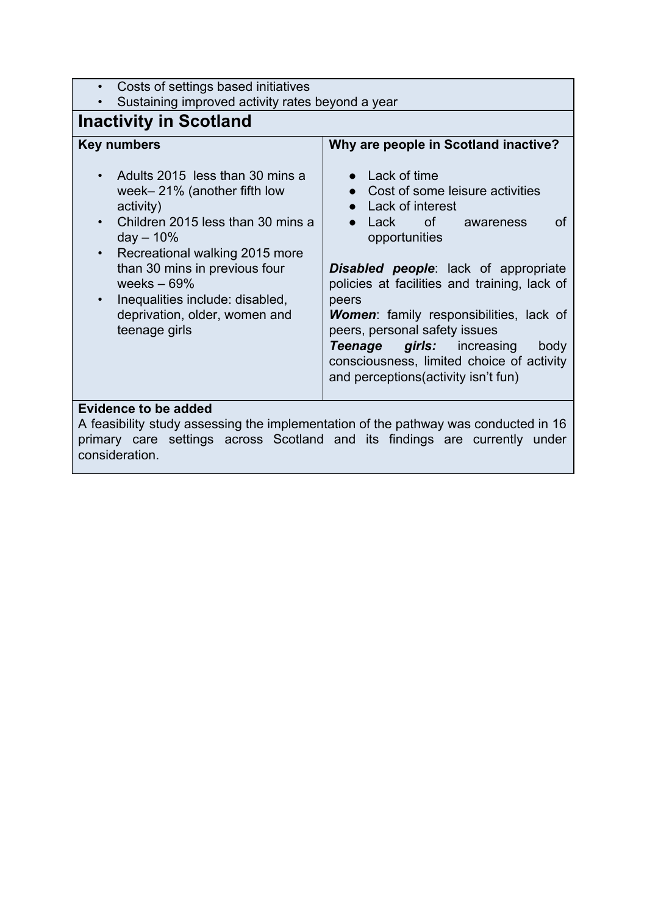- Costs of settings based initiatives
- Sustaining improved activity rates beyond a year

## Inactivity in Scotland

| Key numbers | Why are people in Scotland inactive? |
|---|---|
| • Adults 2015 less than 30 mins a week– 21% (another fifth low activity)<br>• Children 2015 less than 30 mins a day – 10%<br>• Recreational walking 2015 more than 30 mins in previous four weeks – 69%<br>• Inequalities include: disabled, deprivation, older, women and teenage girls | • Lack of time<br>• Cost of some leisure activities<br>• Lack of interest<br>• Lack of awareness of opportunities<br><br>***Disabled people***: lack of appropriate policies at facilities and training, lack of peers<br>***Women***: family responsibilities, lack of peers, personal safety issues<br>***Teenage girls:*** increasing body consciousness, limited choice of activity and perceptions(activity isn't fun) |

**Evidence to be added**

A feasibility study assessing the implementation of the pathway was conducted in 16 primary care settings across Scotland and its findings are currently under consideration.